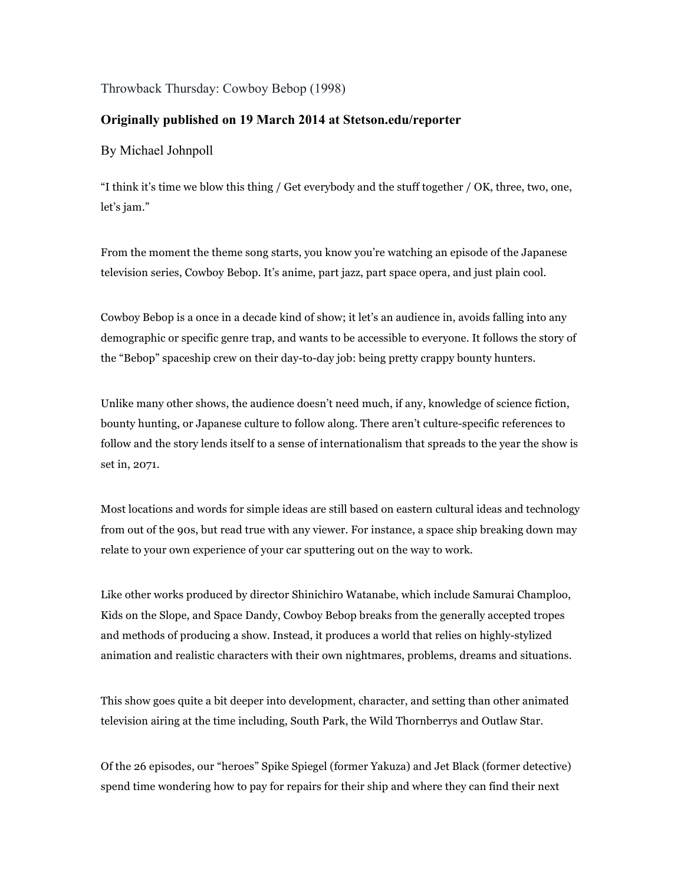# Throwback Thursday: Cowboy Bebop (1998)

**Originally published on 19 March 2014 at Stetson.edu/reporter**

By Michael Johnpoll

“I think it’s time we blow this thing / Get everybody and the stuff together / OK, three, two, one, let’s jam.”

From the moment the theme song starts, you know you’re watching an episode of the Japanese television series, Cowboy Bebop. It’s anime, part jazz, part space opera, and just plain cool.

Cowboy Bebop is a once in a decade kind of show; it let’s an audience in, avoids falling into any demographic or specific genre trap, and wants to be accessible to everyone. It follows the story of the “Bebop” spaceship crew on their day-to-day job: being pretty crappy bounty hunters.

Unlike many other shows, the audience doesn’t need much, if any, knowledge of science fiction, bounty hunting, or Japanese culture to follow along. There aren’t culture-specific references to follow and the story lends itself to a sense of internationalism that spreads to the year the show is set in, 2071.

Most locations and words for simple ideas are still based on eastern cultural ideas and technology from out of the 90s, but read true with any viewer. For instance, a space ship breaking down may relate to your own experience of your car sputtering out on the way to work.

Like other works produced by director Shinichiro Watanabe, which include Samurai Champloo, Kids on the Slope, and Space Dandy, Cowboy Bebop breaks from the generally accepted tropes and methods of producing a show. Instead, it produces a world that relies on highly-stylized animation and realistic characters with their own nightmares, problems, dreams and situations.

This show goes quite a bit deeper into development, character, and setting than other animated television airing at the time including, South Park, the Wild Thornberrys and Outlaw Star.

Of the 26 episodes, our “heroes” Spike Spiegel (former Yakuza) and Jet Black (former detective) spend time wondering how to pay for repairs for their ship and where they can find their next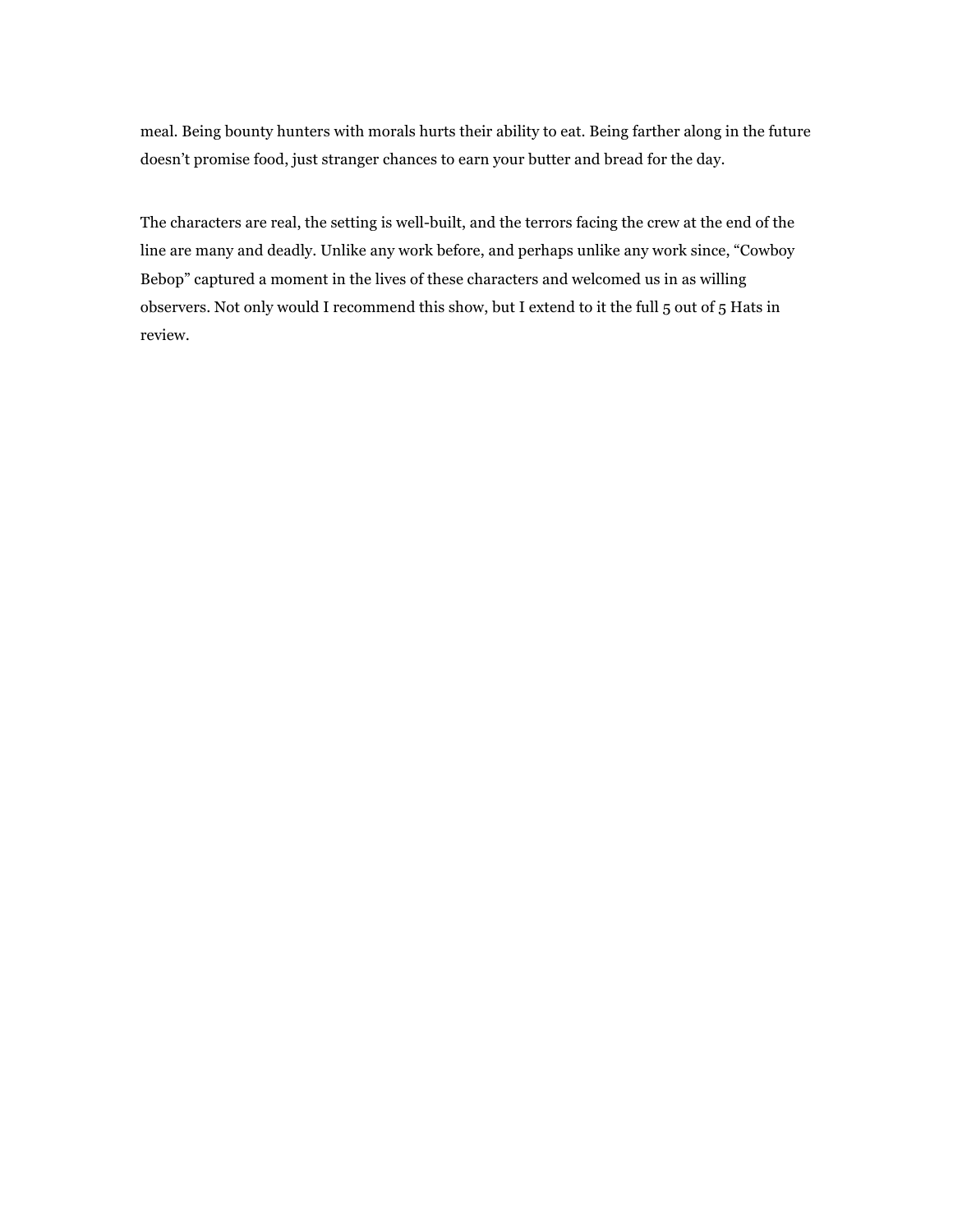meal. Being bounty hunters with morals hurts their ability to eat. Being farther along in the future doesn't promise food, just stranger chances to earn your butter and bread for the day.

The characters are real, the setting is well-built, and the terrors facing the crew at the end of the line are many and deadly. Unlike any work before, and perhaps unlike any work since, "Cowboy Bebop" captured a moment in the lives of these characters and welcomed us in as willing observers. Not only would I recommend this show, but I extend to it the full 5 out of 5 Hats in review.